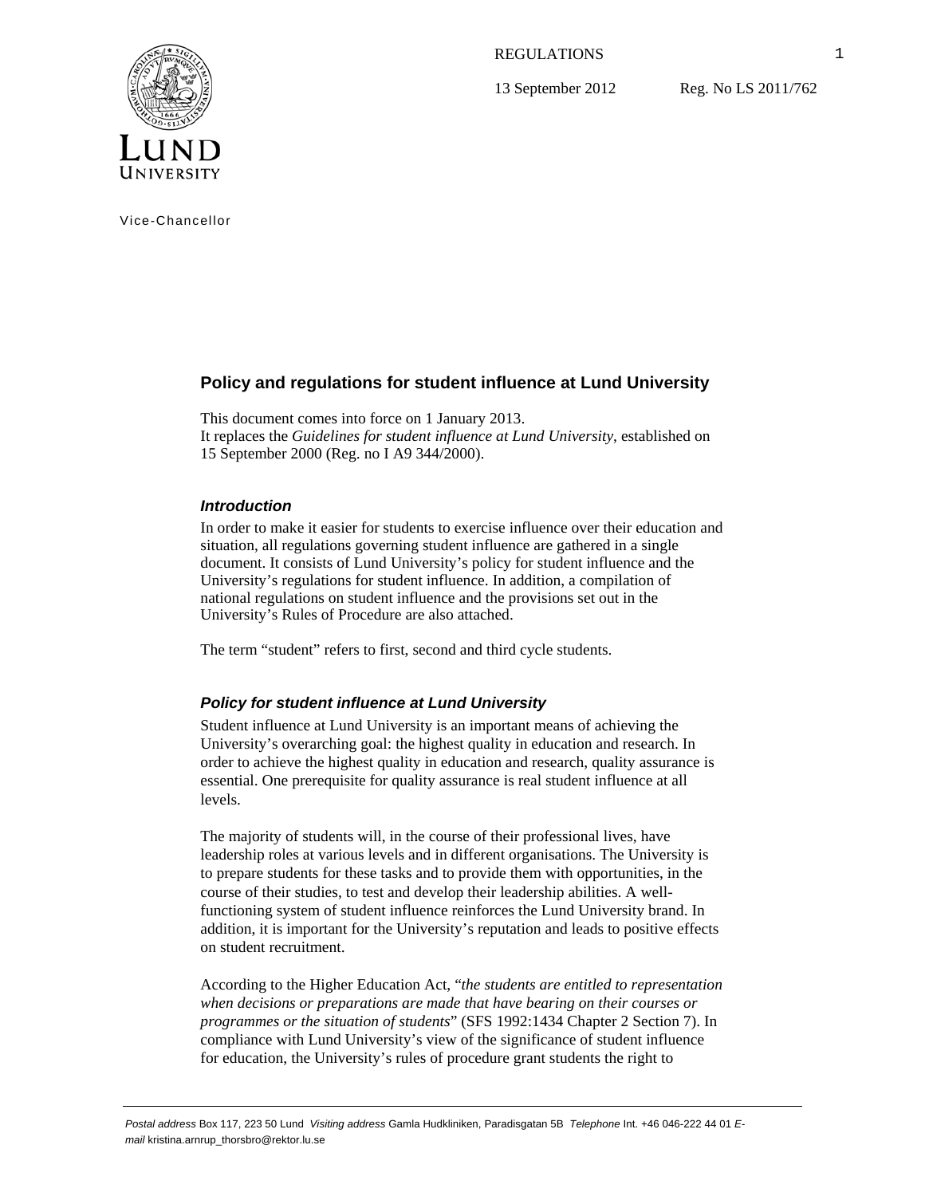REGULATIONS

13 September 2012 Reg. No LS 2011/762

Vice-Chancellor

## Policy and regulations for student influence at Lund University

This document comes into force on 1 January 2013.
It replaces the *Guidelines for student influence at Lund University*, established on 15 September 2000 (Reg. no I A9 344/2000).

### *Introduction*

In order to make it easier for students to exercise influence over their education and situation, all regulations governing student influence are gathered in a single document. It consists of Lund University's policy for student influence and the University's regulations for student influence. In addition, a compilation of national regulations on student influence and the provisions set out in the University's Rules of Procedure are also attached.

The term "student" refers to first, second and third cycle students.

### *Policy for student influence at Lund University*

Student influence at Lund University is an important means of achieving the University's overarching goal: the highest quality in education and research. In order to achieve the highest quality in education and research, quality assurance is essential. One prerequisite for quality assurance is real student influence at all levels.

The majority of students will, in the course of their professional lives, have leadership roles at various levels and in different organisations. The University is to prepare students for these tasks and to provide them with opportunities, in the course of their studies, to test and develop their leadership abilities. A well-functioning system of student influence reinforces the Lund University brand. In addition, it is important for the University's reputation and leads to positive effects on student recruitment.

According to the Higher Education Act, "*the students are entitled to representation when decisions or preparations are made that have bearing on their courses or programmes or the situation of students*" (SFS 1992:1434 Chapter 2 Section 7). In compliance with Lund University's view of the significance of student influence for education, the University's rules of procedure grant students the right to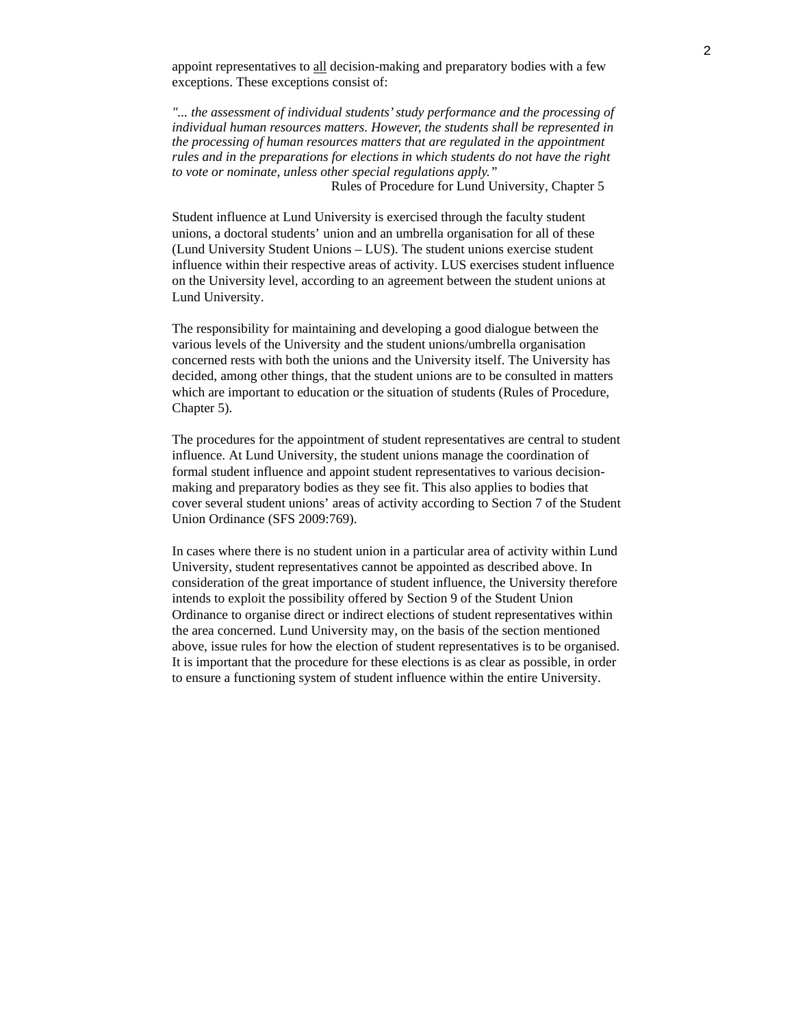appoint representatives to <u>all</u> decision-making and preparatory bodies with a few exceptions. These exceptions consist of:

*"... the assessment of individual students' study performance and the processing of individual human resources matters. However, the students shall be represented in the processing of human resources matters that are regulated in the appointment rules and in the preparations for elections in which students do not have the right to vote or nominate, unless other special regulations apply."*

Rules of Procedure for Lund University, Chapter 5

Student influence at Lund University is exercised through the faculty student unions, a doctoral students' union and an umbrella organisation for all of these (Lund University Student Unions – LUS). The student unions exercise student influence within their respective areas of activity. LUS exercises student influence on the University level, according to an agreement between the student unions at Lund University.

The responsibility for maintaining and developing a good dialogue between the various levels of the University and the student unions/umbrella organisation concerned rests with both the unions and the University itself. The University has decided, among other things, that the student unions are to be consulted in matters which are important to education or the situation of students (Rules of Procedure, Chapter 5).

The procedures for the appointment of student representatives are central to student influence. At Lund University, the student unions manage the coordination of formal student influence and appoint student representatives to various decision-making and preparatory bodies as they see fit. This also applies to bodies that cover several student unions' areas of activity according to Section 7 of the Student Union Ordinance (SFS 2009:769).

In cases where there is no student union in a particular area of activity within Lund University, student representatives cannot be appointed as described above. In consideration of the great importance of student influence, the University therefore intends to exploit the possibility offered by Section 9 of the Student Union Ordinance to organise direct or indirect elections of student representatives within the area concerned. Lund University may, on the basis of the section mentioned above, issue rules for how the election of student representatives is to be organised. It is important that the procedure for these elections is as clear as possible, in order to ensure a functioning system of student influence within the entire University.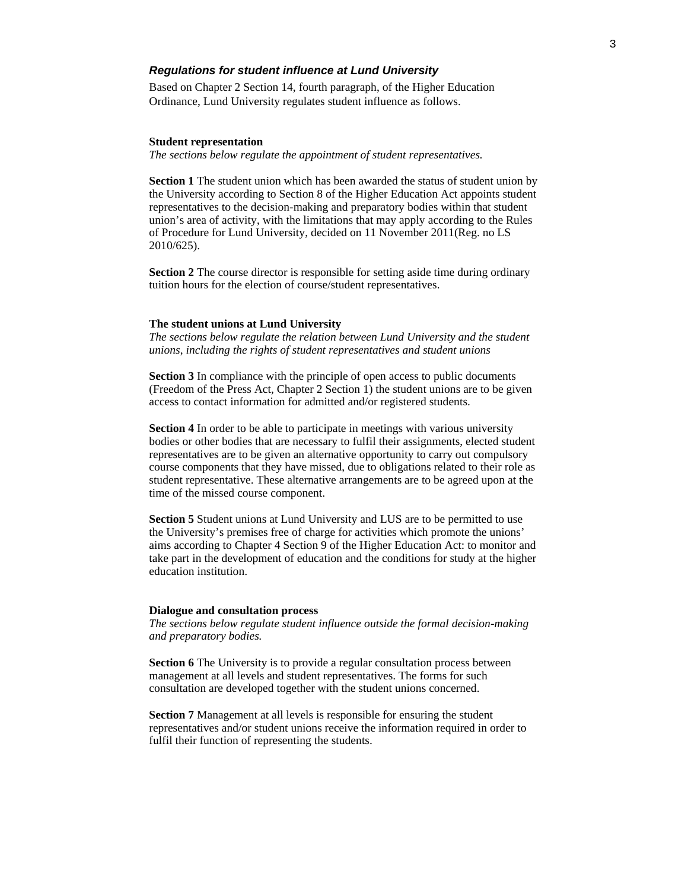## *Regulations for student influence at Lund University*

Based on Chapter 2 Section 14, fourth paragraph, of the Higher Education Ordinance, Lund University regulates student influence as follows.

### Student representation

*The sections below regulate the appointment of student representatives.*

**Section 1** The student union which has been awarded the status of student union by the University according to Section 8 of the Higher Education Act appoints student representatives to the decision-making and preparatory bodies within that student union's area of activity, with the limitations that may apply according to the Rules of Procedure for Lund University, decided on 11 November 2011(Reg. no LS 2010/625).

**Section 2** The course director is responsible for setting aside time during ordinary tuition hours for the election of course/student representatives.

### The student unions at Lund University

*The sections below regulate the relation between Lund University and the student unions, including the rights of student representatives and student unions*

**Section 3** In compliance with the principle of open access to public documents (Freedom of the Press Act, Chapter 2 Section 1) the student unions are to be given access to contact information for admitted and/or registered students.

**Section 4** In order to be able to participate in meetings with various university bodies or other bodies that are necessary to fulfil their assignments, elected student representatives are to be given an alternative opportunity to carry out compulsory course components that they have missed, due to obligations related to their role as student representative. These alternative arrangements are to be agreed upon at the time of the missed course component.

**Section 5** Student unions at Lund University and LUS are to be permitted to use the University's premises free of charge for activities which promote the unions' aims according to Chapter 4 Section 9 of the Higher Education Act: to monitor and take part in the development of education and the conditions for study at the higher education institution.

### Dialogue and consultation process

*The sections below regulate student influence outside the formal decision-making and preparatory bodies.*

**Section 6** The University is to provide a regular consultation process between management at all levels and student representatives. The forms for such consultation are developed together with the student unions concerned.

**Section 7** Management at all levels is responsible for ensuring the student representatives and/or student unions receive the information required in order to fulfil their function of representing the students.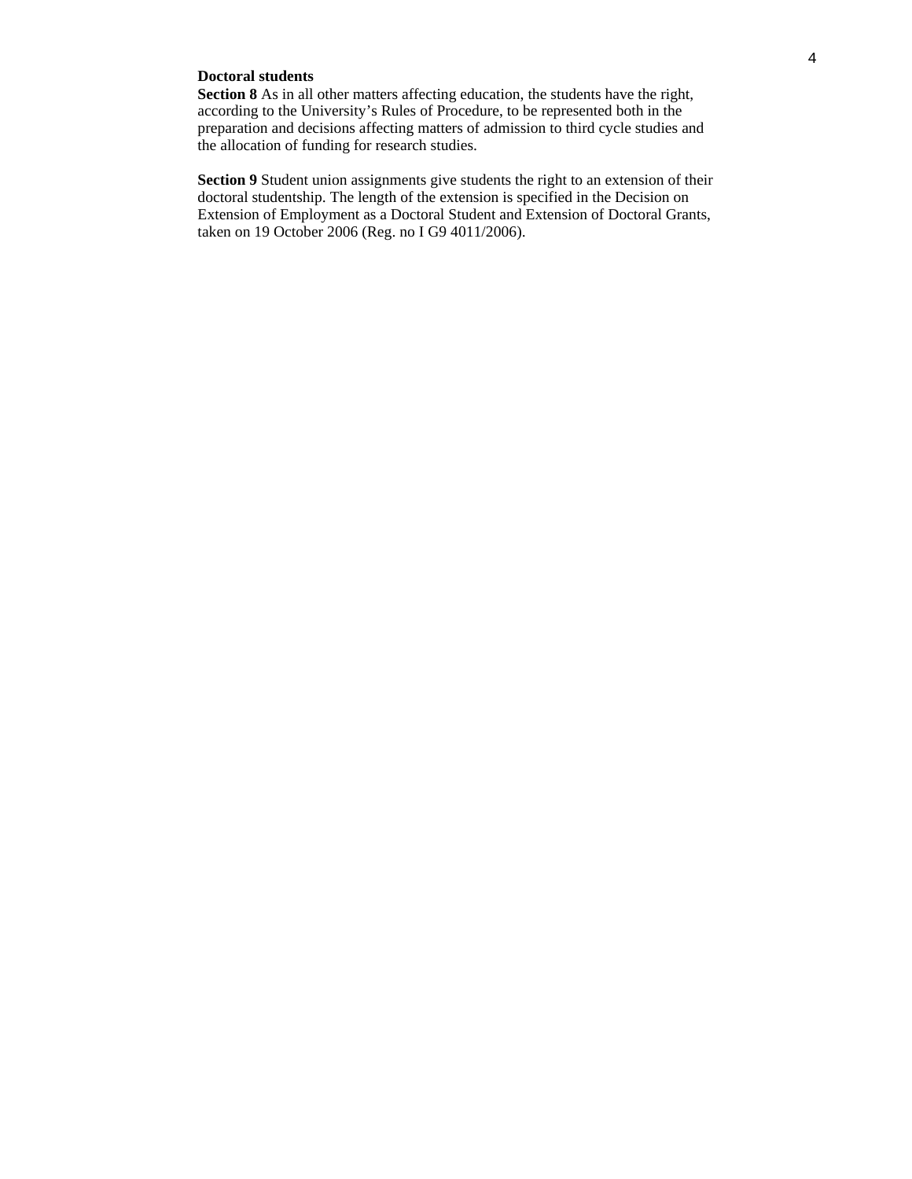**Doctoral students**

**Section 8** As in all other matters affecting education, the students have the right, according to the University's Rules of Procedure, to be represented both in the preparation and decisions affecting matters of admission to third cycle studies and the allocation of funding for research studies.

**Section 9** Student union assignments give students the right to an extension of their doctoral studentship. The length of the extension is specified in the Decision on Extension of Employment as a Doctoral Student and Extension of Doctoral Grants, taken on 19 October 2006 (Reg. no I G9 4011/2006).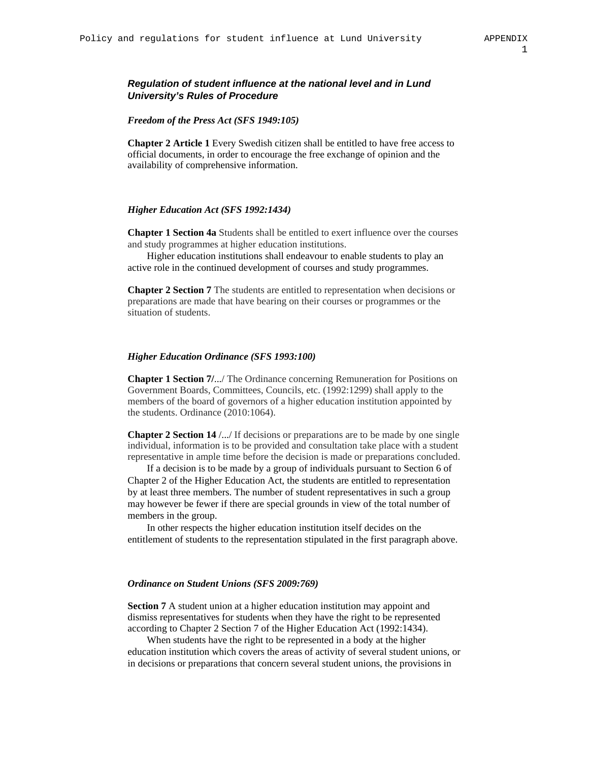### *Regulation of student influence at the national level and in Lund University's Rules of Procedure*

***Freedom of the Press Act (SFS 1949:105)***

**Chapter 2 Article 1** Every Swedish citizen shall be entitled to have free access to official documents, in order to encourage the free exchange of opinion and the availability of comprehensive information.

***Higher Education Act (SFS 1992:1434)***

**Chapter 1 Section 4a** Students shall be entitled to exert influence over the courses and study programmes at higher education institutions.

Higher education institutions shall endeavour to enable students to play an active role in the continued development of courses and study programmes.

**Chapter 2 Section 7** The students are entitled to representation when decisions or preparations are made that have bearing on their courses or programmes or the situation of students.

***Higher Education Ordinance (SFS 1993:100)***

**Chapter 1 Section 7**/.../ The Ordinance concerning Remuneration for Positions on Government Boards, Committees, Councils, etc. (1992:1299) shall apply to the members of the board of governors of a higher education institution appointed by the students. Ordinance (2010:1064).

**Chapter 2 Section 14** /.../ If decisions or preparations are to be made by one single individual, information is to be provided and consultation take place with a student representative in ample time before the decision is made or preparations concluded.

If a decision is to be made by a group of individuals pursuant to Section 6 of Chapter 2 of the Higher Education Act, the students are entitled to representation by at least three members. The number of student representatives in such a group may however be fewer if there are special grounds in view of the total number of members in the group.

In other respects the higher education institution itself decides on the entitlement of students to the representation stipulated in the first paragraph above.

***Ordinance on Student Unions (SFS 2009:769)***

**Section 7** A student union at a higher education institution may appoint and dismiss representatives for students when they have the right to be represented according to Chapter 2 Section 7 of the Higher Education Act (1992:1434).

When students have the right to be represented in a body at the higher education institution which covers the areas of activity of several student unions, or in decisions or preparations that concern several student unions, the provisions in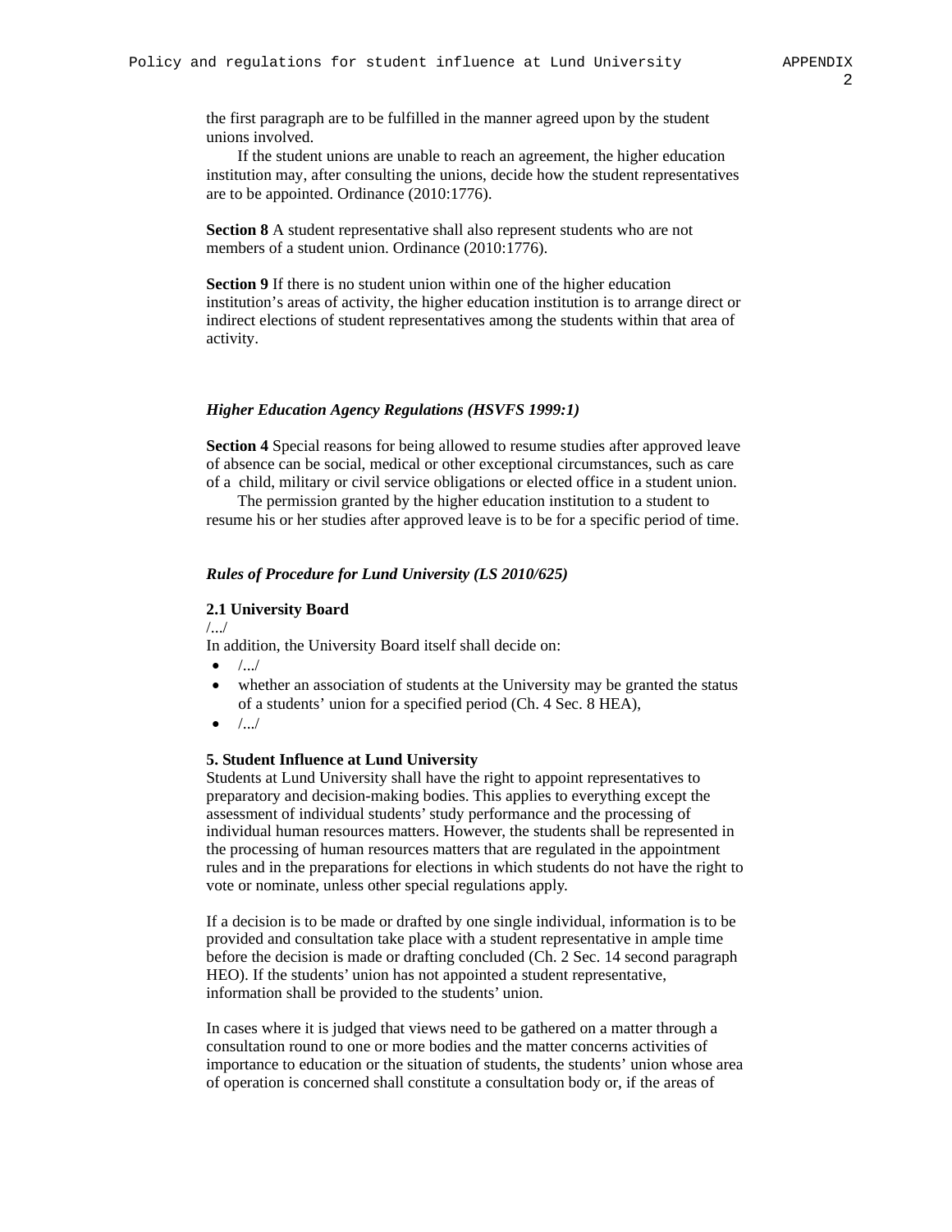the first paragraph are to be fulfilled in the manner agreed upon by the student unions involved.

If the student unions are unable to reach an agreement, the higher education institution may, after consulting the unions, decide how the student representatives are to be appointed. Ordinance (2010:1776).

**Section 8** A student representative shall also represent students who are not members of a student union. Ordinance (2010:1776).

**Section 9** If there is no student union within one of the higher education institution's areas of activity, the higher education institution is to arrange direct or indirect elections of student representatives among the students within that area of activity.

***Higher Education Agency Regulations (HSVFS 1999:1)***

**Section 4** Special reasons for being allowed to resume studies after approved leave of absence can be social, medical or other exceptional circumstances, such as care of a child, military or civil service obligations or elected office in a student union.

The permission granted by the higher education institution to a student to resume his or her studies after approved leave is to be for a specific period of time.

***Rules of Procedure for Lund University (LS 2010/625)***

**2.1 University Board**

/.../

In addition, the University Board itself shall decide on:

- /.../
- whether an association of students at the University may be granted the status of a students' union for a specified period (Ch. 4 Sec. 8 HEA),
- /.../

**5. Student Influence at Lund University**

Students at Lund University shall have the right to appoint representatives to preparatory and decision-making bodies. This applies to everything except the assessment of individual students' study performance and the processing of individual human resources matters. However, the students shall be represented in the processing of human resources matters that are regulated in the appointment rules and in the preparations for elections in which students do not have the right to vote or nominate, unless other special regulations apply.

If a decision is to be made or drafted by one single individual, information is to be provided and consultation take place with a student representative in ample time before the decision is made or drafting concluded (Ch. 2 Sec. 14 second paragraph HEO). If the students' union has not appointed a student representative, information shall be provided to the students' union.

In cases where it is judged that views need to be gathered on a matter through a consultation round to one or more bodies and the matter concerns activities of importance to education or the situation of students, the students' union whose area of operation is concerned shall constitute a consultation body or, if the areas of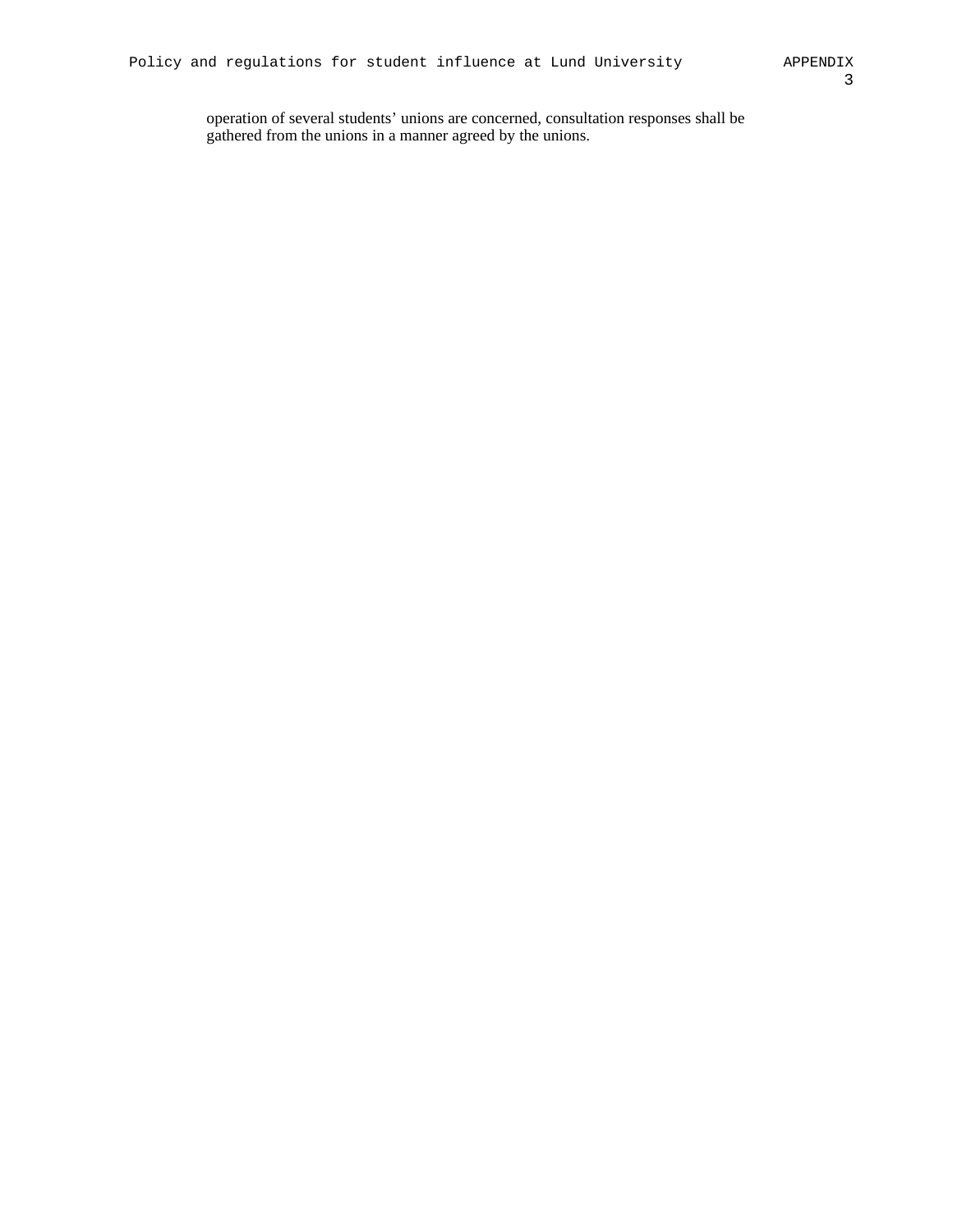operation of several students’ unions are concerned, consultation responses shall be gathered from the unions in a manner agreed by the unions.